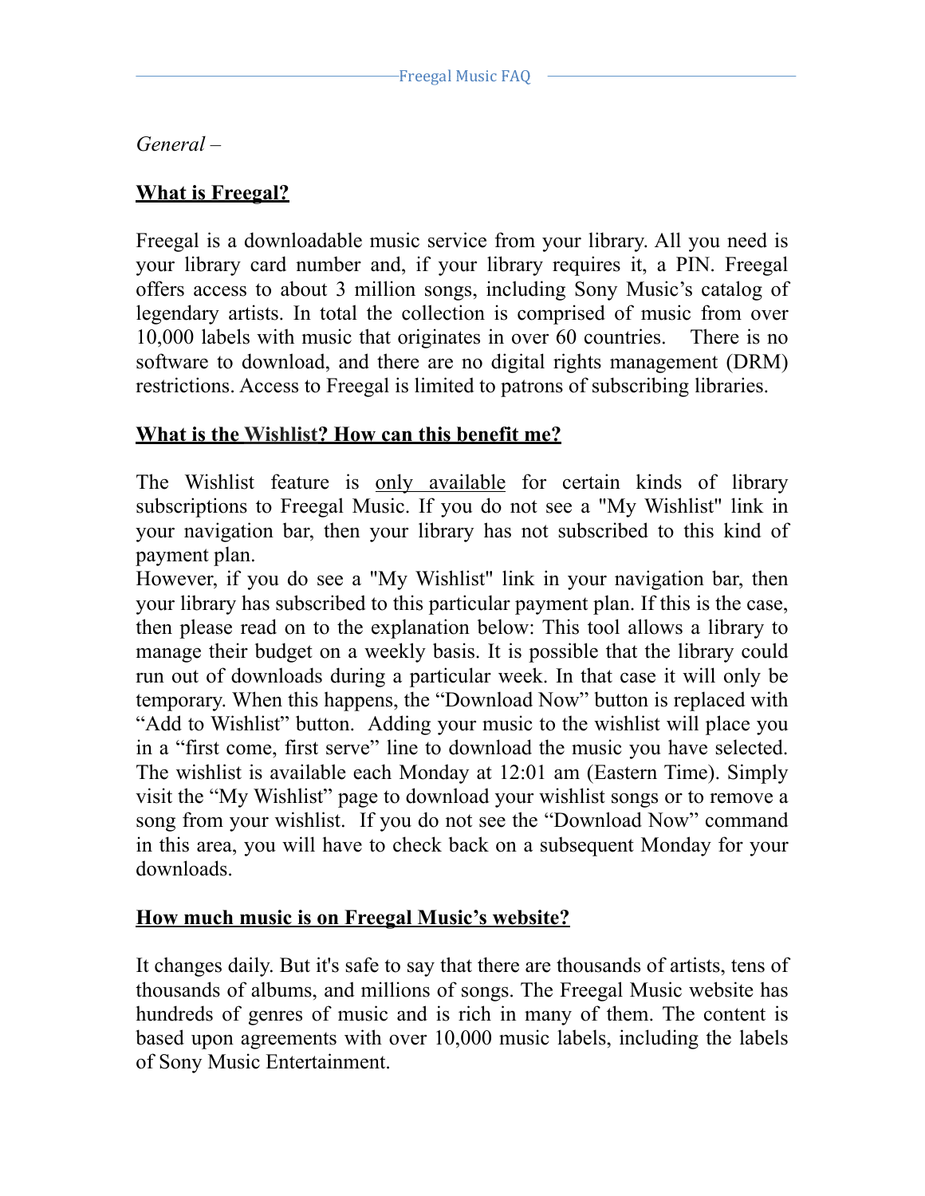*General –*

**<u>What is Freegal?</u>**

Freegal is a downloadable music service from your library. All you need is your library card number and, if your library requires it, a PIN. Freegal offers access to about 3 million songs, including Sony Music's catalog of legendary artists. In total the collection is comprised of music from over 10,000 labels with music that originates in over 60 countries. There is no software to download, and there are no digital rights management (DRM) restrictions. Access to Freegal is limited to patrons of subscribing libraries.

**<u>What is the Wishlist? How can this benefit me?</u>**

The Wishlist feature is <u>only available</u> for certain kinds of library subscriptions to Freegal Music. If you do not see a "My Wishlist" link in your navigation bar, then your library has not subscribed to this kind of payment plan.
However, if you do see a "My Wishlist" link in your navigation bar, then your library has subscribed to this particular payment plan. If this is the case, then please read on to the explanation below: This tool allows a library to manage their budget on a weekly basis. It is possible that the library could run out of downloads during a particular week. In that case it will only be temporary. When this happens, the "Download Now" button is replaced with "Add to Wishlist" button. Adding your music to the wishlist will place you in a "first come, first serve" line to download the music you have selected. The wishlist is available each Monday at 12:01 am (Eastern Time). Simply visit the "My Wishlist" page to download your wishlist songs or to remove a song from your wishlist. If you do not see the "Download Now" command in this area, you will have to check back on a subsequent Monday for your downloads.

**<u>How much music is on Freegal Music's website?</u>**

It changes daily. But it's safe to say that there are thousands of artists, tens of thousands of albums, and millions of songs. The Freegal Music website has hundreds of genres of music and is rich in many of them. The content is based upon agreements with over 10,000 music labels, including the labels of Sony Music Entertainment.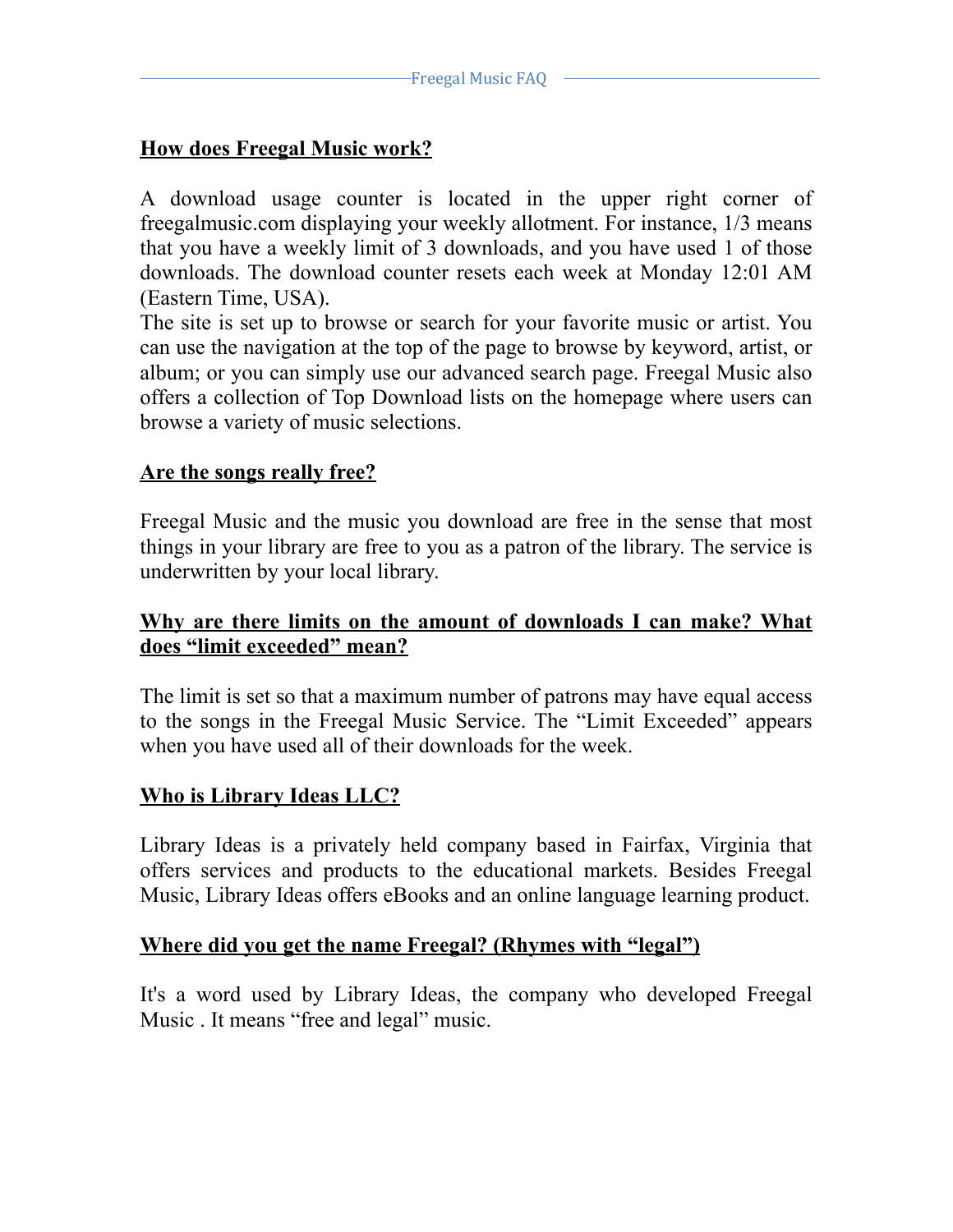## How does Freegal Music work?

A download usage counter is located in the upper right corner of freegalmusic.com displaying your weekly allotment. For instance, 1/3 means that you have a weekly limit of 3 downloads, and you have used 1 of those downloads. The download counter resets each week at Monday 12:01 AM (Eastern Time, USA).

The site is set up to browse or search for your favorite music or artist. You can use the navigation at the top of the page to browse by keyword, artist, or album; or you can simply use our advanced search page. Freegal Music also offers a collection of Top Download lists on the homepage where users can browse a variety of music selections.

## Are the songs really free?

Freegal Music and the music you download are free in the sense that most things in your library are free to you as a patron of the library. The service is underwritten by your local library.

## Why are there limits on the amount of downloads I can make? What does "limit exceeded" mean?

The limit is set so that a maximum number of patrons may have equal access to the songs in the Freegal Music Service. The "Limit Exceeded" appears when you have used all of their downloads for the week.

## Who is Library Ideas LLC?

Library Ideas is a privately held company based in Fairfax, Virginia that offers services and products to the educational markets. Besides Freegal Music, Library Ideas offers eBooks and an online language learning product.

## Where did you get the name Freegal? (Rhymes with "legal")

It's a word used by Library Ideas, the company who developed Freegal Music . It means "free and legal" music.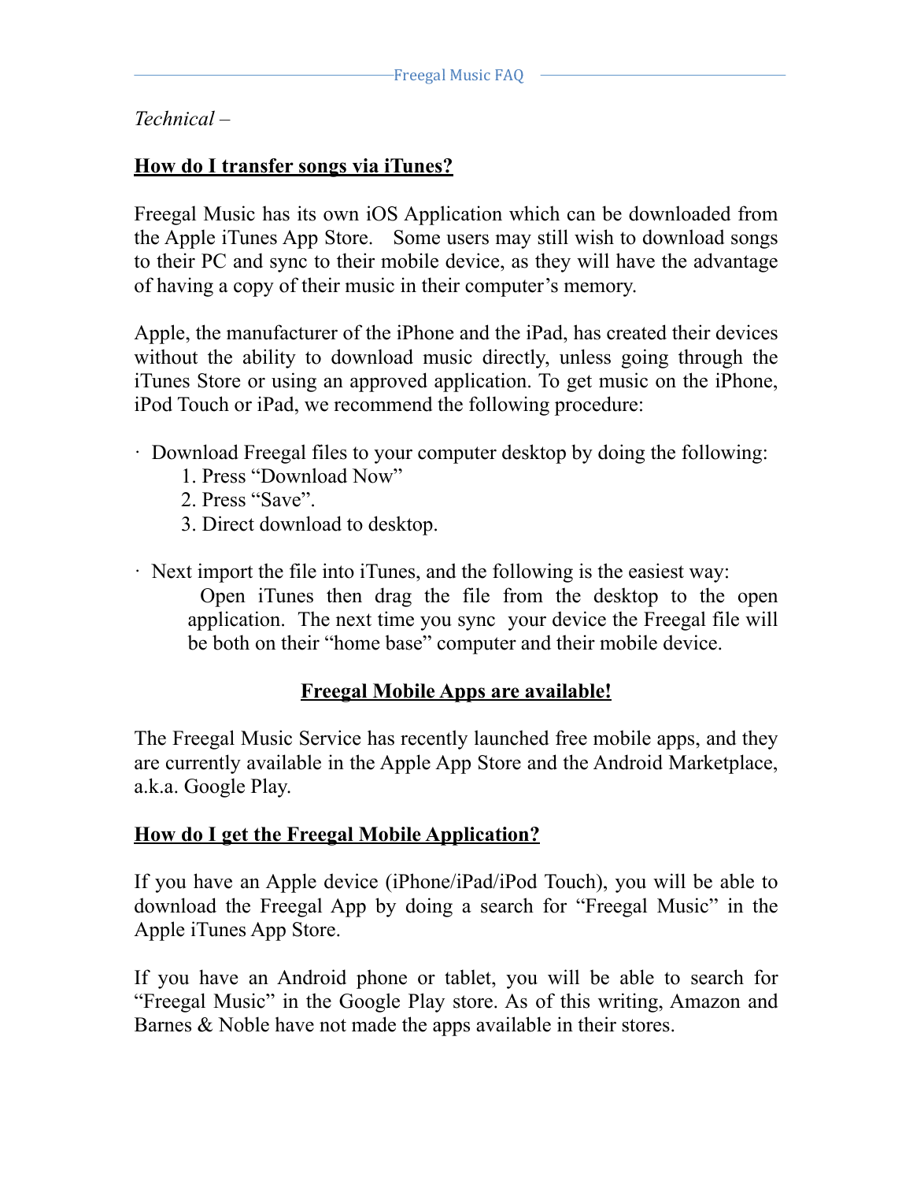*Technical –*

## How do I transfer songs via iTunes?

Freegal Music has its own iOS Application which can be downloaded from the Apple iTunes App Store. Some users may still wish to download songs to their PC and sync to their mobile device, as they will have the advantage of having a copy of their music in their computer's memory.

Apple, the manufacturer of the iPhone and the iPad, has created their devices without the ability to download music directly, unless going through the iTunes Store or using an approved application. To get music on the iPhone, iPod Touch or iPad, we recommend the following procedure:

- Download Freegal files to your computer desktop by doing the following:
    1. Press "Download Now"
    2. Press "Save".
    3. Direct download to desktop.

- Next import the file into iTunes, and the following is the easiest way:
  Open iTunes then drag the file from the desktop to the open application. The next time you sync your device the Freegal file will be both on their "home base" computer and their mobile device.

## Freegal Mobile Apps are available!

The Freegal Music Service has recently launched free mobile apps, and they are currently available in the Apple App Store and the Android Marketplace, a.k.a. Google Play.

## How do I get the Freegal Mobile Application?

If you have an Apple device (iPhone/iPad/iPod Touch), you will be able to download the Freegal App by doing a search for "Freegal Music" in the Apple iTunes App Store.

If you have an Android phone or tablet, you will be able to search for "Freegal Music" in the Google Play store. As of this writing, Amazon and Barnes & Noble have not made the apps available in their stores.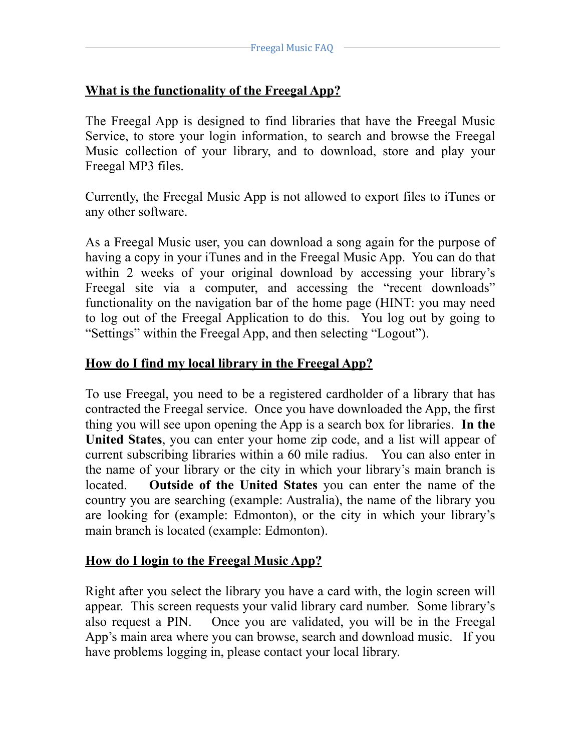## What is the functionality of the Freegal App?

The Freegal App is designed to find libraries that have the Freegal Music Service, to store your login information, to search and browse the Freegal Music collection of your library, and to download, store and play your Freegal MP3 files.

Currently, the Freegal Music App is not allowed to export files to iTunes or any other software.

As a Freegal Music user, you can download a song again for the purpose of having a copy in your iTunes and in the Freegal Music App. You can do that within 2 weeks of your original download by accessing your library's Freegal site via a computer, and accessing the "recent downloads" functionality on the navigation bar of the home page (HINT: you may need to log out of the Freegal Application to do this. You log out by going to "Settings" within the Freegal App, and then selecting "Logout").

## How do I find my local library in the Freegal App?

To use Freegal, you need to be a registered cardholder of a library that has contracted the Freegal service. Once you have downloaded the App, the first thing you will see upon opening the App is a search box for libraries. **In the United States**, you can enter your home zip code, and a list will appear of current subscribing libraries within a 60 mile radius. You can also enter in the name of your library or the city in which your library's main branch is located. **Outside of the United States** you can enter the name of the country you are searching (example: Australia), the name of the library you are looking for (example: Edmonton), or the city in which your library's main branch is located (example: Edmonton).

## How do I login to the Freegal Music App?

Right after you select the library you have a card with, the login screen will appear. This screen requests your valid library card number. Some library's also request a PIN. Once you are validated, you will be in the Freegal App's main area where you can browse, search and download music. If you have problems logging in, please contact your local library.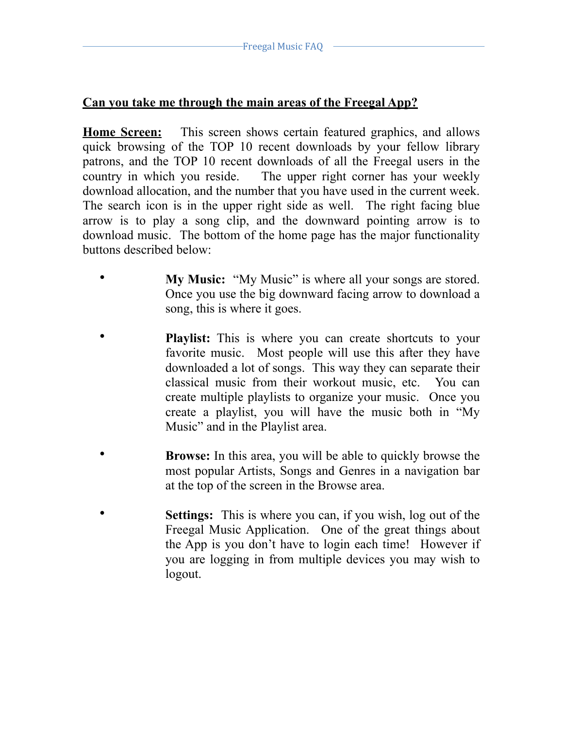**Can you take me through the main areas of the Freegal App?**

**Home Screen:** This screen shows certain featured graphics, and allows quick browsing of the TOP 10 recent downloads by your fellow library patrons, and the TOP 10 recent downloads of all the Freegal users in the country in which you reside. The upper right corner has your weekly download allocation, and the number that you have used in the current week. The search icon is in the upper right side as well. The right facing blue arrow is to play a song clip, and the downward pointing arrow is to download music. The bottom of the home page has the major functionality buttons described below:

- **My Music:** "My Music" is where all your songs are stored. Once you use the big downward facing arrow to download a song, this is where it goes.
- **Playlist:** This is where you can create shortcuts to your favorite music. Most people will use this after they have downloaded a lot of songs. This way they can separate their classical music from their workout music, etc. You can create multiple playlists to organize your music. Once you create a playlist, you will have the music both in "My Music" and in the Playlist area.
- **Browse:** In this area, you will be able to quickly browse the most popular Artists, Songs and Genres in a navigation bar at the top of the screen in the Browse area.
- **Settings:** This is where you can, if you wish, log out of the Freegal Music Application. One of the great things about the App is you don't have to login each time! However if you are logging in from multiple devices you may wish to logout.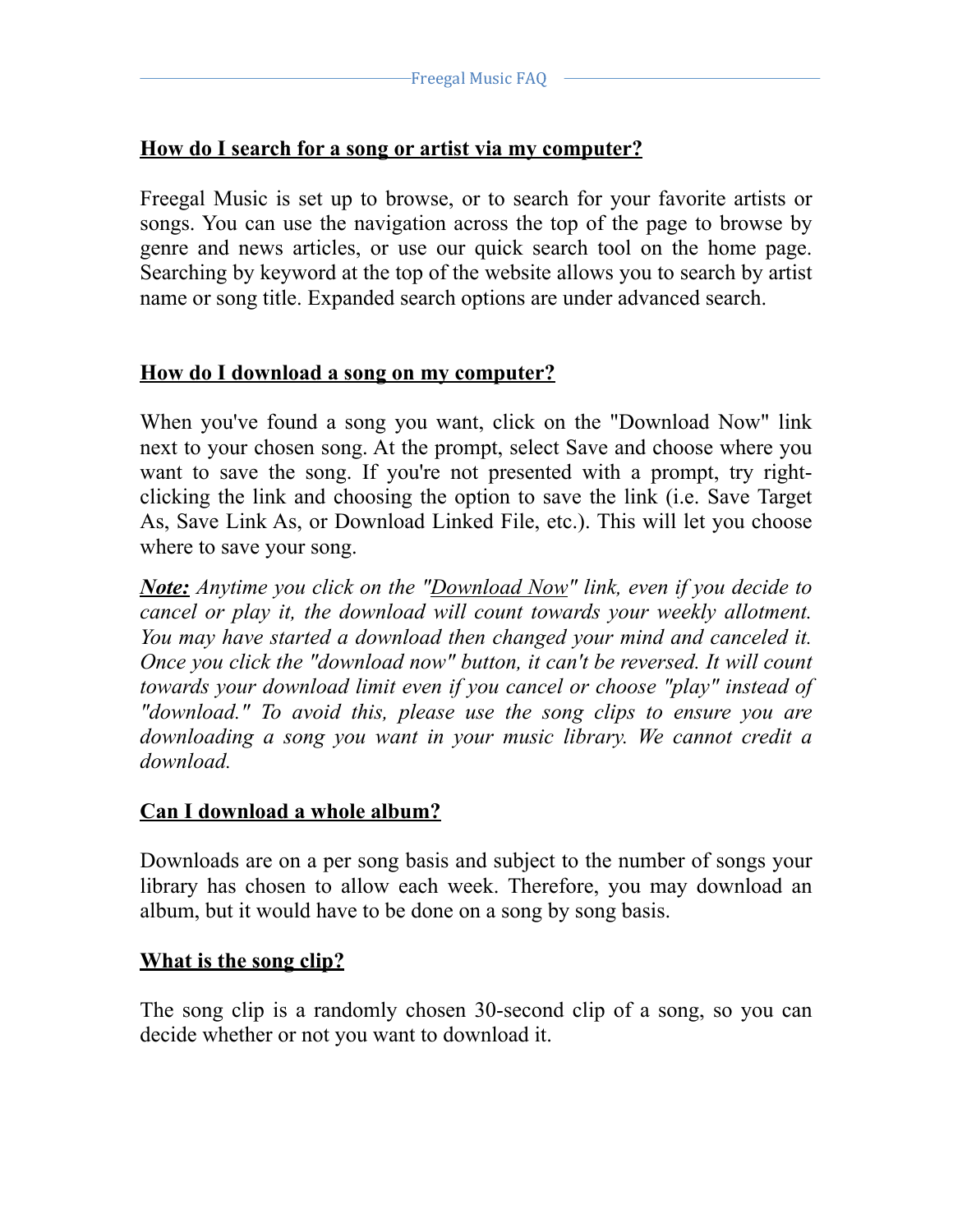## How do I search for a song or artist via my computer?

Freegal Music is set up to browse, or to search for your favorite artists or songs. You can use the navigation across the top of the page to browse by genre and news articles, or use our quick search tool on the home page. Searching by keyword at the top of the website allows you to search by artist name or song title. Expanded search options are under advanced search.

## How do I download a song on my computer?

When you've found a song you want, click on the "Download Now" link next to your chosen song. At the prompt, select Save and choose where you want to save the song. If you're not presented with a prompt, try right-clicking the link and choosing the option to save the link (i.e. Save Target As, Save Link As, or Download Linked File, etc.). This will let you choose where to save your song.

***Note:*** *Anytime you click on the "Download Now" link, even if you decide to cancel or play it, the download will count towards your weekly allotment. You may have started a download then changed your mind and canceled it. Once you click the "download now" button, it can't be reversed. It will count towards your download limit even if you cancel or choose "play" instead of "download." To avoid this, please use the song clips to ensure you are downloading a song you want in your music library. We cannot credit a download.*

## Can I download a whole album?

Downloads are on a per song basis and subject to the number of songs your library has chosen to allow each week. Therefore, you may download an album, but it would have to be done on a song by song basis.

## What is the song clip?

The song clip is a randomly chosen 30-second clip of a song, so you can decide whether or not you want to download it.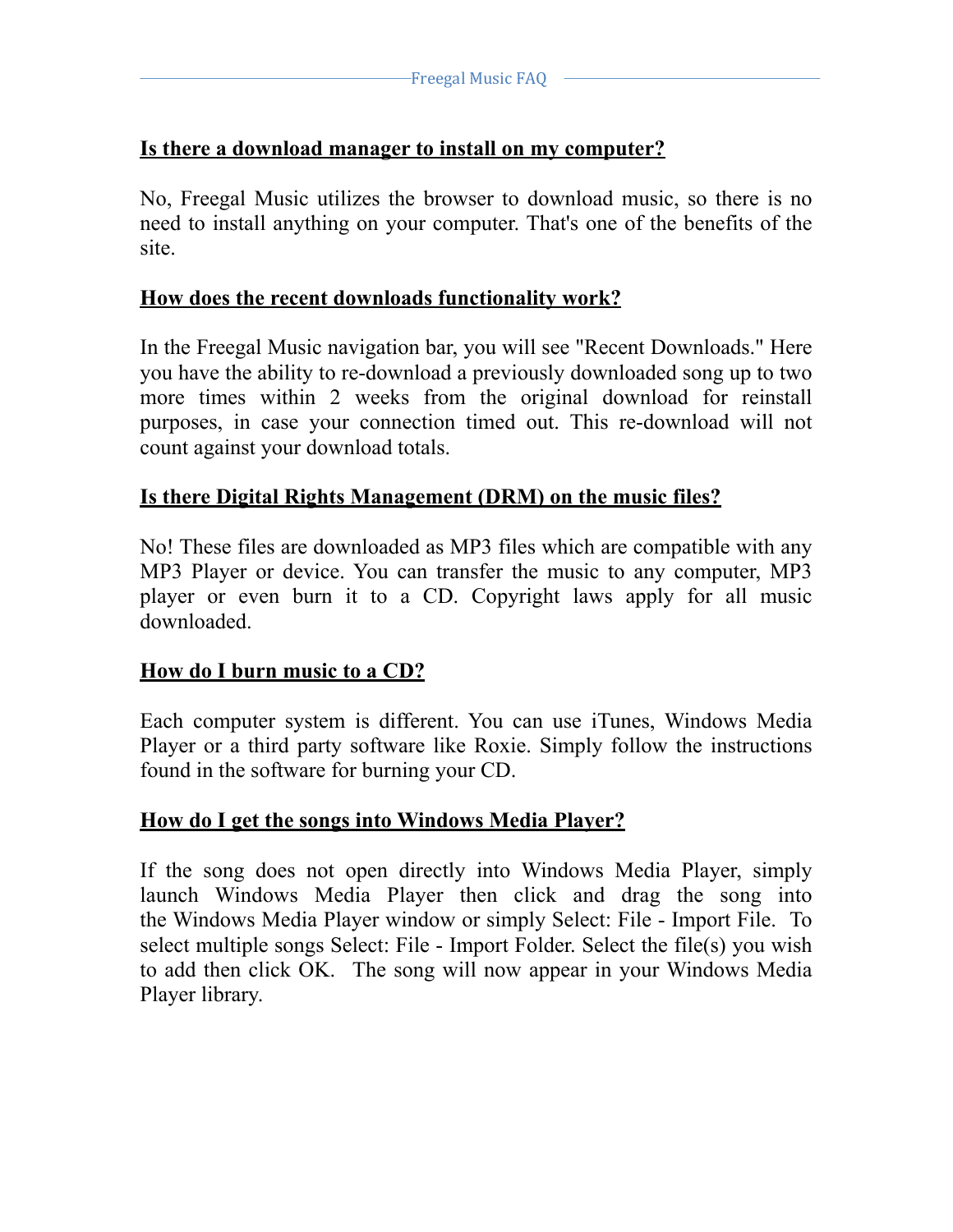**Is there a download manager to install on my computer?**

No, Freegal Music utilizes the browser to download music, so there is no need to install anything on your computer. That's one of the benefits of the site.

**How does the recent downloads functionality work?**

In the Freegal Music navigation bar, you will see "Recent Downloads." Here you have the ability to re-download a previously downloaded song up to two more times within 2 weeks from the original download for reinstall purposes, in case your connection timed out. This re-download will not count against your download totals.

**Is there Digital Rights Management (DRM) on the music files?**

No! These files are downloaded as MP3 files which are compatible with any MP3 Player or device. You can transfer the music to any computer, MP3 player or even burn it to a CD. Copyright laws apply for all music downloaded.

**How do I burn music to a CD?**

Each computer system is different. You can use iTunes, Windows Media Player or a third party software like Roxie. Simply follow the instructions found in the software for burning your CD.

**How do I get the songs into Windows Media Player?**

If the song does not open directly into Windows Media Player, simply launch Windows Media Player then click and drag the song into the Windows Media Player window or simply Select: File - Import File. To select multiple songs Select: File - Import Folder. Select the file(s) you wish to add then click OK. The song will now appear in your Windows Media Player library.